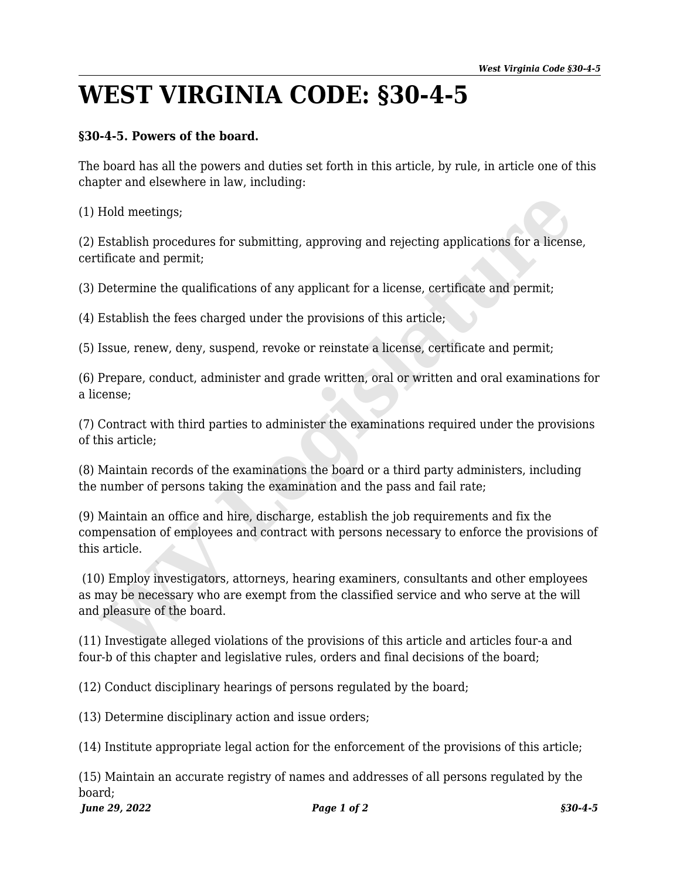# WEST VIRGINIA CODE: §30-4-5

**§30-4-5. Powers of the board.**

The board has all the powers and duties set forth in this article, by rule, in article one of this chapter and elsewhere in law, including:

(1) Hold meetings;

(2) Establish procedures for submitting, approving and rejecting applications for a license, certificate and permit;

(3) Determine the qualifications of any applicant for a license, certificate and permit;

(4) Establish the fees charged under the provisions of this article;

(5) Issue, renew, deny, suspend, revoke or reinstate a license, certificate and permit;

(6) Prepare, conduct, administer and grade written, oral or written and oral examinations for a license;

(7) Contract with third parties to administer the examinations required under the provisions of this article;

(8) Maintain records of the examinations the board or a third party administers, including the number of persons taking the examination and the pass and fail rate;

(9) Maintain an office and hire, discharge, establish the job requirements and fix the compensation of employees and contract with persons necessary to enforce the provisions of this article.

(10) Employ investigators, attorneys, hearing examiners, consultants and other employees as may be necessary who are exempt from the classified service and who serve at the will and pleasure of the board.

(11) Investigate alleged violations of the provisions of this article and articles four-a and four-b of this chapter and legislative rules, orders and final decisions of the board;

(12) Conduct disciplinary hearings of persons regulated by the board;

(13) Determine disciplinary action and issue orders;

(14) Institute appropriate legal action for the enforcement of the provisions of this article;

(15) Maintain an accurate registry of names and addresses of all persons regulated by the board;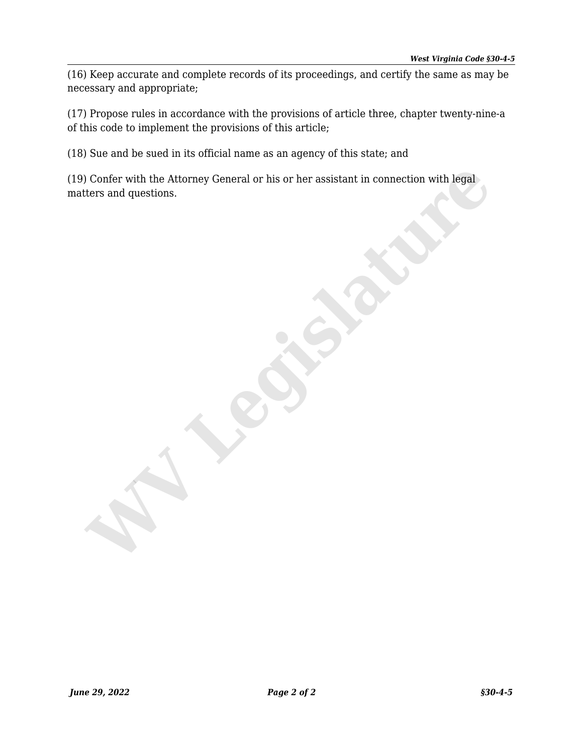(16) Keep accurate and complete records of its proceedings, and certify the same as may be necessary and appropriate;

(17) Propose rules in accordance with the provisions of article three, chapter twenty-nine-a of this code to implement the provisions of this article;

(18) Sue and be sued in its official name as an agency of this state; and

(19) Confer with the Attorney General or his or her assistant in connection with legal matters and questions.